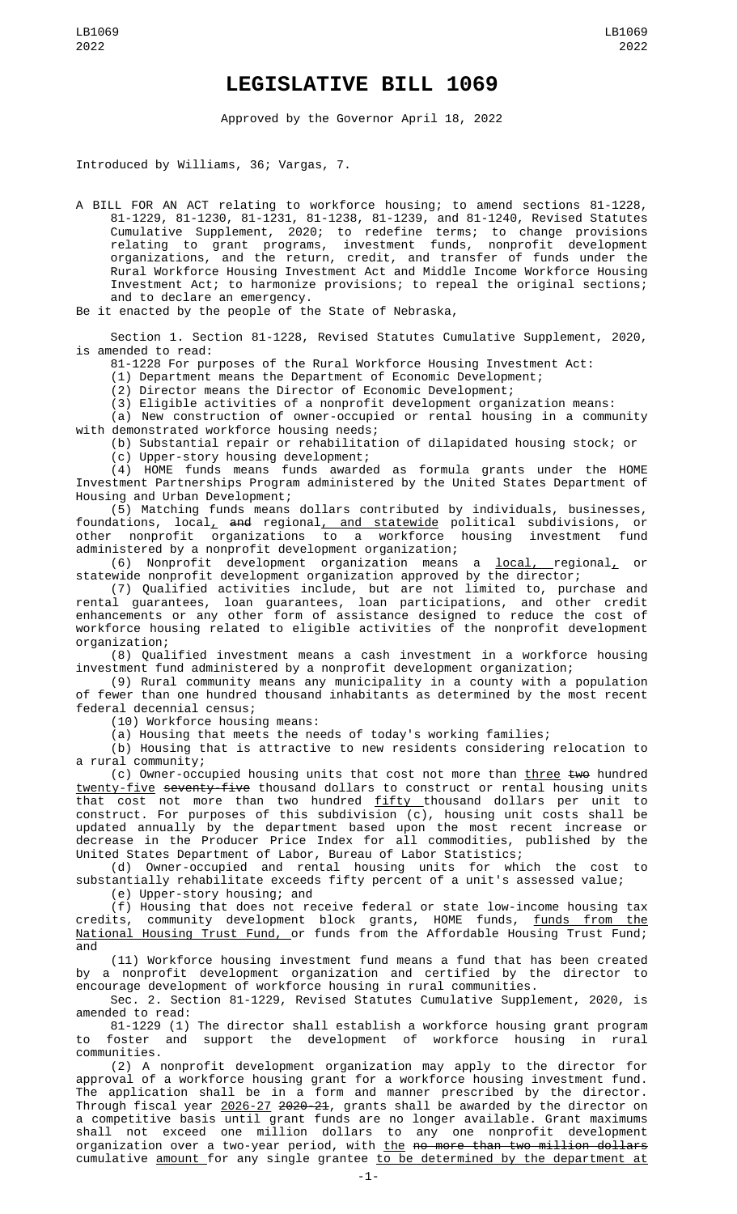# LEGISLATIVE BILL 1069

Approved by the Governor April 18, 2022

Introduced by Williams, 36; Vargas, 7.

A BILL FOR AN ACT relating to workforce housing; to amend sections 81-1228, 81-1229, 81-1230, 81-1231, 81-1238, 81-1239, and 81-1240, Revised Statutes Cumulative Supplement, 2020; to redefine terms; to change provisions relating to grant programs, investment funds, nonprofit development organizations, and the return, credit, and transfer of funds under the Rural Workforce Housing Investment Act and Middle Income Workforce Housing Investment Act; to harmonize provisions; to repeal the original sections; and to declare an emergency.

Be it enacted by the people of the State of Nebraska,

Section 1. Section 81-1228, Revised Statutes Cumulative Supplement, 2020, is amended to read:

81-1228 For purposes of the Rural Workforce Housing Investment Act:

(1) Department means the Department of Economic Development;

(2) Director means the Director of Economic Development;

(3) Eligible activities of a nonprofit development organization means:

(a) New construction of owner-occupied or rental housing in a community with demonstrated workforce housing needs;

(b) Substantial repair or rehabilitation of dilapidated housing stock; or

(c) Upper-story housing development;

(4) HOME funds means funds awarded as formula grants under the HOME Investment Partnerships Program administered by the United States Department of Housing and Urban Development;

(5) Matching funds means dollars contributed by individuals, businesses, foundations, local, ~~and~~ regional, and statewide political subdivisions, or other nonprofit organizations to a workforce housing investment fund administered by a nonprofit development organization;

(6) Nonprofit development organization means a local, regional, or statewide nonprofit development organization approved by the director;

(7) Qualified activities include, but are not limited to, purchase and rental guarantees, loan guarantees, loan participations, and other credit enhancements or any other form of assistance designed to reduce the cost of workforce housing related to eligible activities of the nonprofit development organization;

(8) Qualified investment means a cash investment in a workforce housing investment fund administered by a nonprofit development organization;

(9) Rural community means any municipality in a county with a population of fewer than one hundred thousand inhabitants as determined by the most recent federal decennial census;

(10) Workforce housing means:

(a) Housing that meets the needs of today's working families;

(b) Housing that is attractive to new residents considering relocation to a rural community;

(c) Owner-occupied housing units that cost not more than three ~~two~~ hundred twenty-five ~~seventy-five~~ thousand dollars to construct or rental housing units that cost not more than two hundred fifty thousand dollars per unit to construct. For purposes of this subdivision (c), housing unit costs shall be updated annually by the department based upon the most recent increase or decrease in the Producer Price Index for all commodities, published by the United States Department of Labor, Bureau of Labor Statistics;

(d) Owner-occupied and rental housing units for which the cost to substantially rehabilitate exceeds fifty percent of a unit's assessed value;

(e) Upper-story housing; and

(f) Housing that does not receive federal or state low-income housing tax credits, community development block grants, HOME funds, funds from the National Housing Trust Fund, or funds from the Affordable Housing Trust Fund; and

(11) Workforce housing investment fund means a fund that has been created by a nonprofit development organization and certified by the director to encourage development of workforce housing in rural communities.

Sec. 2. Section 81-1229, Revised Statutes Cumulative Supplement, 2020, is amended to read:

81-1229 (1) The director shall establish a workforce housing grant program to foster and support the development of workforce housing in rural communities.

(2) A nonprofit development organization may apply to the director for approval of a workforce housing grant for a workforce housing investment fund. The application shall be in a form and manner prescribed by the director. Through fiscal year 2026-27 ~~2020-21~~, grants shall be awarded by the director on a competitive basis until grant funds are no longer available. Grant maximums shall not exceed one million dollars to any one nonprofit development organization over a two-year period, with the ~~no more than two million dollars~~ cumulative amount for any single grantee to be determined by the department at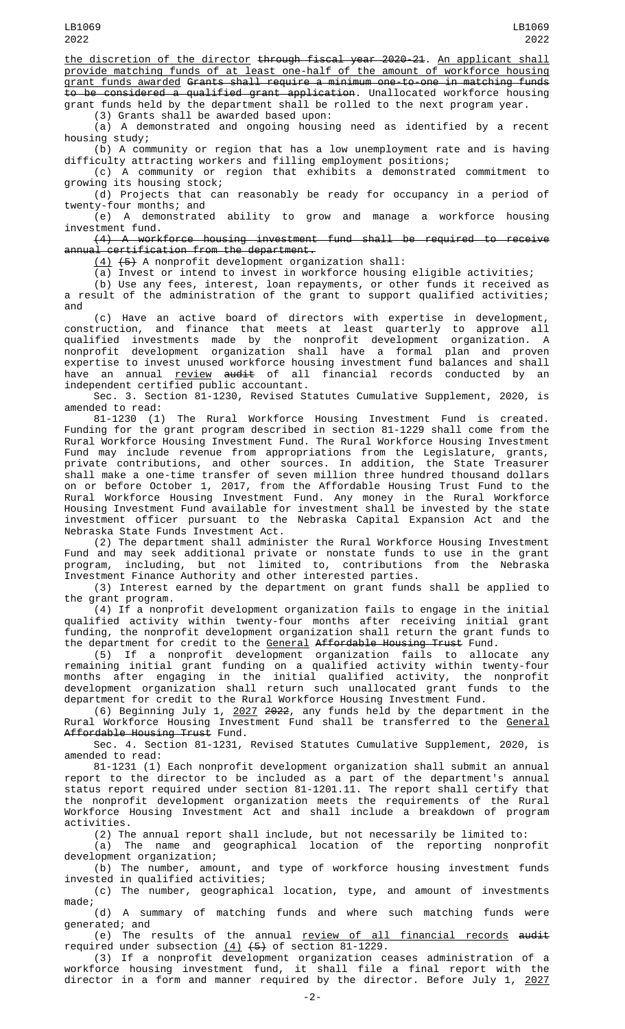the discretion of the director ~~through fiscal year 2020-21~~. An applicant shall provide matching funds of at least one-half of the amount of workforce housing grant funds awarded ~~Grants shall require a minimum one-to-one in matching funds to be considered a qualified grant application~~. Unallocated workforce housing grant funds held by the department shall be rolled to the next program year.

(3) Grants shall be awarded based upon:

(a) A demonstrated and ongoing housing need as identified by a recent housing study;

(b) A community or region that has a low unemployment rate and is having difficulty attracting workers and filling employment positions;

(c) A community or region that exhibits a demonstrated commitment to growing its housing stock;

(d) Projects that can reasonably be ready for occupancy in a period of twenty-four months; and

(e) A demonstrated ability to grow and manage a workforce housing investment fund.

~~(4) A workforce housing investment fund shall be required to receive annual certification from the department.~~

(4) ~~(5)~~ A nonprofit development organization shall:

(a) Invest or intend to invest in workforce housing eligible activities;

(b) Use any fees, interest, loan repayments, or other funds it received as a result of the administration of the grant to support qualified activities; and

(c) Have an active board of directors with expertise in development, construction, and finance that meets at least quarterly to approve all qualified investments made by the nonprofit development organization. A nonprofit development organization shall have a formal plan and proven expertise to invest unused workforce housing investment fund balances and shall have an annual review ~~audit~~ of all financial records conducted by an independent certified public accountant.

Sec. 3. Section 81-1230, Revised Statutes Cumulative Supplement, 2020, is amended to read:

81-1230 (1) The Rural Workforce Housing Investment Fund is created. Funding for the grant program described in section 81-1229 shall come from the Rural Workforce Housing Investment Fund. The Rural Workforce Housing Investment Fund may include revenue from appropriations from the Legislature, grants, private contributions, and other sources. In addition, the State Treasurer shall make a one-time transfer of seven million three hundred thousand dollars on or before October 1, 2017, from the Affordable Housing Trust Fund to the Rural Workforce Housing Investment Fund. Any money in the Rural Workforce Housing Investment Fund available for investment shall be invested by the state investment officer pursuant to the Nebraska Capital Expansion Act and the Nebraska State Funds Investment Act.

(2) The department shall administer the Rural Workforce Housing Investment Fund and may seek additional private or nonstate funds to use in the grant program, including, but not limited to, contributions from the Nebraska Investment Finance Authority and other interested parties.

(3) Interest earned by the department on grant funds shall be applied to the grant program.

(4) If a nonprofit development organization fails to engage in the initial qualified activity within twenty-four months after receiving initial grant funding, the nonprofit development organization shall return the grant funds to the department for credit to the General ~~Affordable Housing Trust~~ Fund.

(5) If a nonprofit development organization fails to allocate any remaining initial grant funding on a qualified activity within twenty-four months after engaging in the initial qualified activity, the nonprofit development organization shall return such unallocated grant funds to the department for credit to the Rural Workforce Housing Investment Fund.

(6) Beginning July 1, 2027 ~~2022~~, any funds held by the department in the Rural Workforce Housing Investment Fund shall be transferred to the General ~~Affordable Housing Trust~~ Fund.

Sec. 4. Section 81-1231, Revised Statutes Cumulative Supplement, 2020, is amended to read:

81-1231 (1) Each nonprofit development organization shall submit an annual report to the director to be included as a part of the department's annual status report required under section 81-1201.11. The report shall certify that the nonprofit development organization meets the requirements of the Rural Workforce Housing Investment Act and shall include a breakdown of program activities.

(2) The annual report shall include, but not necessarily be limited to:

(a) The name and geographical location of the reporting nonprofit development organization;

(b) The number, amount, and type of workforce housing investment funds invested in qualified activities;

(c) The number, geographical location, type, and amount of investments made;

(d) A summary of matching funds and where such matching funds were generated; and

(e) The results of the annual review of all financial records ~~audit~~ required under subsection (4) ~~(5)~~ of section 81-1229.

(3) If a nonprofit development organization ceases administration of a workforce housing investment fund, it shall file a final report with the director in a form and manner required by the director. Before July 1, 2027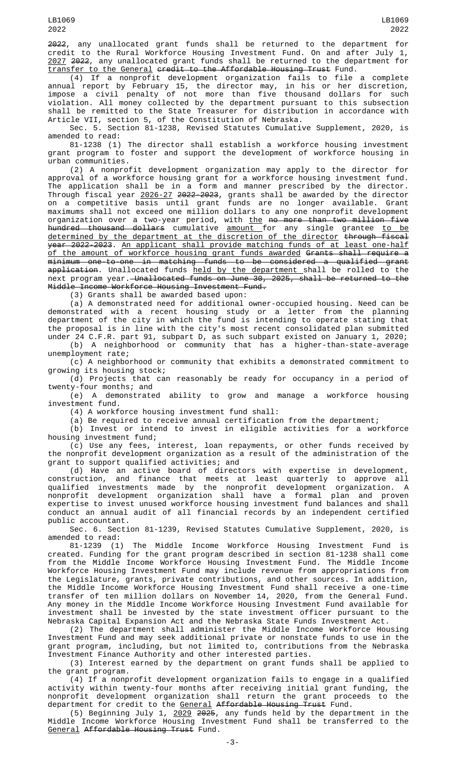~~2022~~, any unallocated grant funds shall be returned to the department for credit to the Rural Workforce Housing Investment Fund. On and after July 1, <u>2027</u> ~~2022~~, any unallocated grant funds shall be returned to the department for <u>transfer to the General</u> ~~credit to the Affordable Housing Trust~~ Fund.

(4) If a nonprofit development organization fails to file a complete annual report by February 15, the director may, in his or her discretion, impose a civil penalty of not more than five thousand dollars for such violation. All money collected by the department pursuant to this subsection shall be remitted to the State Treasurer for distribution in accordance with Article VII, section 5, of the Constitution of Nebraska.

Sec. 5. Section 81-1238, Revised Statutes Cumulative Supplement, 2020, is amended to read:

81-1238 (1) The director shall establish a workforce housing investment grant program to foster and support the development of workforce housing in urban communities.

(2) A nonprofit development organization may apply to the director for approval of a workforce housing grant for a workforce housing investment fund. The application shall be in a form and manner prescribed by the director. Through fiscal year <u>2026-27</u> ~~2022-2023~~, grants shall be awarded by the director on a competitive basis until grant funds are no longer available. Grant maximums shall not exceed one million dollars to any one nonprofit development organization over a two-year period, with <u>the</u> ~~no more than two million five hundred thousand dollars~~ cumulative <u>amount</u> for any single grantee <u>to be determined by the department at the discretion of the director</u> ~~through fiscal year 2022-2023~~. <u>An applicant shall provide matching funds of at least one-half of the amount of workforce housing grant funds awarded</u> ~~Grants shall require a minimum one-to-one in matching funds to be considered a qualified grant application~~. Unallocated funds <u>held by the department</u> shall be rolled to the next program year.~~ Unallocated funds on June 30, 2025, shall be returned to the Middle Income Workforce Housing Investment Fund.~~

(3) Grants shall be awarded based upon:

(a) A demonstrated need for additional owner-occupied housing. Need can be demonstrated with a recent housing study or a letter from the planning department of the city in which the fund is intending to operate stating that the proposal is in line with the city's most recent consolidated plan submitted under 24 C.F.R. part 91, subpart D, as such subpart existed on January 1, 2020;

(b) A neighborhood or community that has a higher-than-state-average unemployment rate;

(c) A neighborhood or community that exhibits a demonstrated commitment to growing its housing stock;

(d) Projects that can reasonably be ready for occupancy in a period of twenty-four months; and

(e) A demonstrated ability to grow and manage a workforce housing investment fund.

(4) A workforce housing investment fund shall:

(a) Be required to receive annual certification from the department;

(b) Invest or intend to invest in eligible activities for a workforce housing investment fund;

(c) Use any fees, interest, loan repayments, or other funds received by the nonprofit development organization as a result of the administration of the grant to support qualified activities; and

(d) Have an active board of directors with expertise in development, construction, and finance that meets at least quarterly to approve all qualified investments made by the nonprofit development organization. A nonprofit development organization shall have a formal plan and proven expertise to invest unused workforce housing investment fund balances and shall conduct an annual audit of all financial records by an independent certified public accountant.

Sec. 6. Section 81-1239, Revised Statutes Cumulative Supplement, 2020, is amended to read:

81-1239 (1) The Middle Income Workforce Housing Investment Fund is created. Funding for the grant program described in section 81-1238 shall come from the Middle Income Workforce Housing Investment Fund. The Middle Income Workforce Housing Investment Fund may include revenue from appropriations from the Legislature, grants, private contributions, and other sources. In addition, the Middle Income Workforce Housing Investment Fund shall receive a one-time transfer of ten million dollars on November 14, 2020, from the General Fund. Any money in the Middle Income Workforce Housing Investment Fund available for investment shall be invested by the state investment officer pursuant to the Nebraska Capital Expansion Act and the Nebraska State Funds Investment Act.

(2) The department shall administer the Middle Income Workforce Housing Investment Fund and may seek additional private or nonstate funds to use in the grant program, including, but not limited to, contributions from the Nebraska Investment Finance Authority and other interested parties.

(3) Interest earned by the department on grant funds shall be applied to the grant program.

(4) If a nonprofit development organization fails to engage in a qualified activity within twenty-four months after receiving initial grant funding, the nonprofit development organization shall return the grant proceeds to the department for credit to the <u>General</u> ~~Affordable Housing Trust~~ Fund.

(5) Beginning July 1, <u>2029</u> ~~2025~~, any funds held by the department in the Middle Income Workforce Housing Investment Fund shall be transferred to the <u>General</u> ~~Affordable Housing Trust~~ Fund.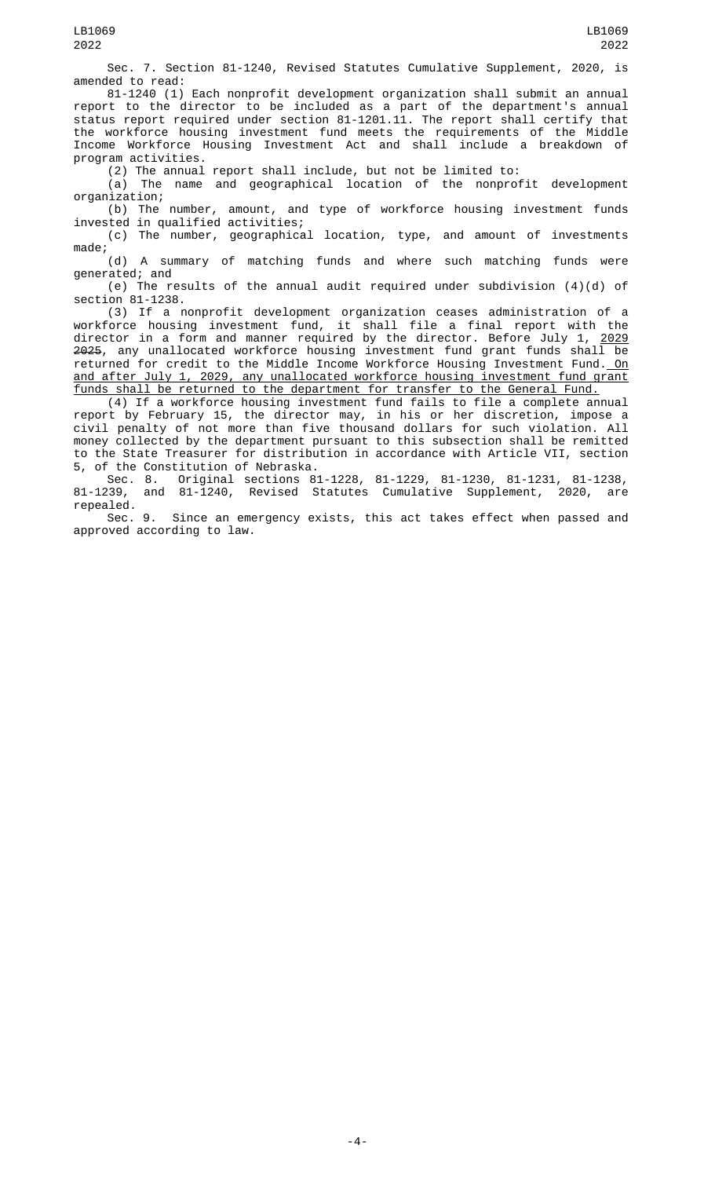Sec. 7. Section 81-1240, Revised Statutes Cumulative Supplement, 2020, is amended to read:

81-1240 (1) Each nonprofit development organization shall submit an annual report to the director to be included as a part of the department's annual status report required under section 81-1201.11. The report shall certify that the workforce housing investment fund meets the requirements of the Middle Income Workforce Housing Investment Act and shall include a breakdown of program activities.

(2) The annual report shall include, but not be limited to:

(a) The name and geographical location of the nonprofit development organization;

(b) The number, amount, and type of workforce housing investment funds invested in qualified activities;

(c) The number, geographical location, type, and amount of investments made;

(d) A summary of matching funds and where such matching funds were generated; and

(e) The results of the annual audit required under subdivision (4)(d) of section 81-1238.

(3) If a nonprofit development organization ceases administration of a workforce housing investment fund, it shall file a final report with the director in a form and manner required by the director. Before July 1, 2029 ~~2025~~, any unallocated workforce housing investment fund grant funds shall be returned for credit to the Middle Income Workforce Housing Investment Fund. On and after July 1, 2029, any unallocated workforce housing investment fund grant funds shall be returned to the department for transfer to the General Fund.

(4) If a workforce housing investment fund fails to file a complete annual report by February 15, the director may, in his or her discretion, impose a civil penalty of not more than five thousand dollars for such violation. All money collected by the department pursuant to this subsection shall be remitted to the State Treasurer for distribution in accordance with Article VII, section 5, of the Constitution of Nebraska.

Sec. 8. Original sections 81-1228, 81-1229, 81-1230, 81-1231, 81-1238, 81-1239, and 81-1240, Revised Statutes Cumulative Supplement, 2020, are repealed.

Sec. 9. Since an emergency exists, this act takes effect when passed and approved according to law.